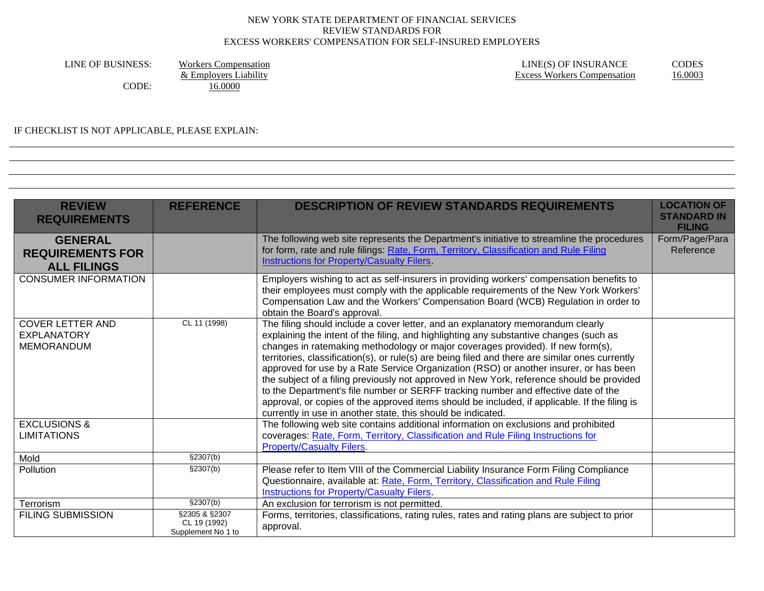NEW YORK STATE DEPARTMENT OF FINANCIAL SERVICES
REVIEW STANDARDS FOR
EXCESS WORKERS' COMPENSATION FOR SELF-INSURED EMPLOYERS

LINE OF BUSINESS: Workers Compensation & Employers Liability
CODE: 16.0000

LINE(S) OF INSURANCE: Excess Workers Compensation
CODES: 16.0003

IF CHECKLIST IS NOT APPLICABLE, PLEASE EXPLAIN:

| REVIEW REQUIREMENTS | REFERENCE | DESCRIPTION OF REVIEW STANDARDS REQUIREMENTS | LOCATION OF STANDARD IN FILING |
|---|---|---|---|
| **GENERAL REQUIREMENTS FOR ALL FILINGS** | | The following web site represents the Department's initiative to streamline the procedures for form, rate and rule filings: Rate, Form, Territory, Classification and Rule Filing Instructions for Property/Casualty Filers. | Form/Page/Para Reference |
| CONSUMER INFORMATION | | Employers wishing to act as self-insurers in providing workers' compensation benefits to their employees must comply with the applicable requirements of the New York Workers' Compensation Law and the Workers' Compensation Board (WCB) Regulation in order to obtain the Board's approval. | |
| COVER LETTER AND EXPLANATORY MEMORANDUM | CL 11 (1998) | The filing should include a cover letter, and an explanatory memorandum clearly explaining the intent of the filing, and highlighting any substantive changes (such as changes in ratemaking methodology or major coverages provided). If new form(s), territories, classification(s), or rule(s) are being filed and there are similar ones currently approved for use by a Rate Service Organization (RSO) or another insurer, or has been the subject of a filing previously not approved in New York, reference should be provided to the Department's file number or SERFF tracking number and effective date of the approval, or copies of the approved items should be included, if applicable. If the filing is currently in use in another state, this should be indicated. | |
| EXCLUSIONS & LIMITATIONS | | The following web site contains additional information on exclusions and prohibited coverages: Rate, Form, Territory, Classification and Rule Filing Instructions for Property/Casualty Filers. | |
| Mold | §2307(b) | | |
| Pollution | §2307(b) | Please refer to Item VIII of the Commercial Liability Insurance Form Filing Compliance Questionnaire, available at: Rate, Form, Territory, Classification and Rule Filing Instructions for Property/Casualty Filers. | |
| Terrorism | §2307(b) | An exclusion for terrorism is not permitted. | |
| FILING SUBMISSION | §2305 & §2307 CL 19 (1992) Supplement No 1 to | Forms, territories, classifications, rating rules, rates and rating plans are subject to prior approval. | |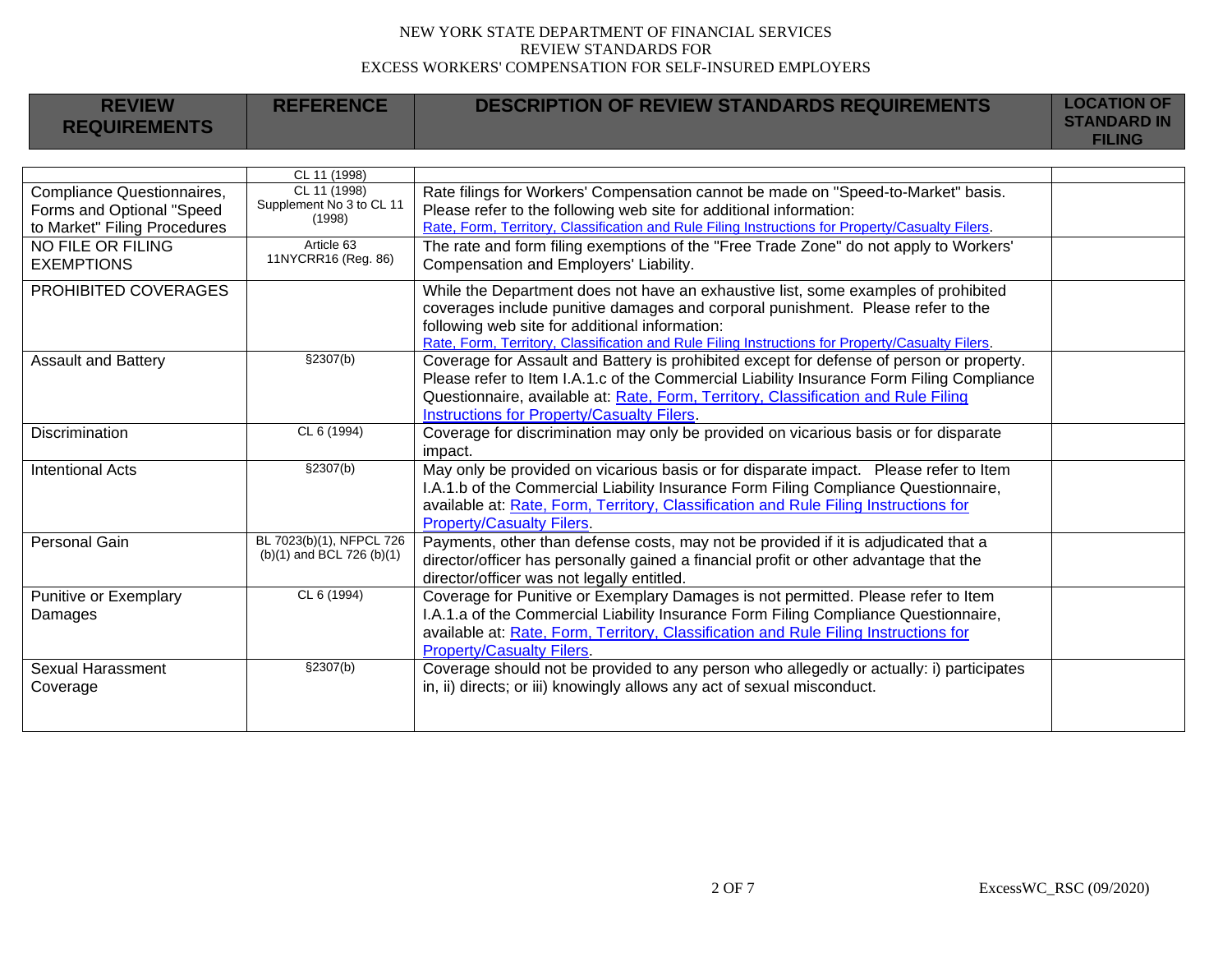| REVIEW REQUIREMENTS | REFERENCE | DESCRIPTION OF REVIEW STANDARDS REQUIREMENTS | LOCATION OF STANDARD IN FILING |
|---|---|---|---|
| | CL 11 (1998) | | |
| Compliance Questionnaires, Forms and Optional "Speed to Market" Filing Procedures | CL 11 (1998) Supplement No 3 to CL 11 (1998) | Rate filings for Workers' Compensation cannot be made on "Speed-to-Market" basis. Please refer to the following web site for additional information: Rate, Form, Territory, Classification and Rule Filing Instructions for Property/Casualty Filers. | |
| NO FILE OR FILING EXEMPTIONS | Article 63 11NYCRR16 (Reg. 86) | The rate and form filing exemptions of the "Free Trade Zone" do not apply to Workers' Compensation and Employers' Liability. | |
| PROHIBITED COVERAGES | | While the Department does not have an exhaustive list, some examples of prohibited coverages include punitive damages and corporal punishment. Please refer to the following web site for additional information: Rate, Form, Territory, Classification and Rule Filing Instructions for Property/Casualty Filers. | |
| Assault and Battery | §2307(b) | Coverage for Assault and Battery is prohibited except for defense of person or property. Please refer to Item I.A.1.c of the Commercial Liability Insurance Form Filing Compliance Questionnaire, available at: Rate, Form, Territory, Classification and Rule Filing Instructions for Property/Casualty Filers. | |
| Discrimination | CL 6 (1994) | Coverage for discrimination may only be provided on vicarious basis or for disparate impact. | |
| Intentional Acts | §2307(b) | May only be provided on vicarious basis or for disparate impact. Please refer to Item I.A.1.b of the Commercial Liability Insurance Form Filing Compliance Questionnaire, available at: Rate, Form, Territory, Classification and Rule Filing Instructions for Property/Casualty Filers. | |
| Personal Gain | BL 7023(b)(1), NFPCL 726 (b)(1) and BCL 726 (b)(1) | Payments, other than defense costs, may not be provided if it is adjudicated that a director/officer has personally gained a financial profit or other advantage that the director/officer was not legally entitled. | |
| Punitive or Exemplary Damages | CL 6 (1994) | Coverage for Punitive or Exemplary Damages is not permitted. Please refer to Item I.A.1.a of the Commercial Liability Insurance Form Filing Compliance Questionnaire, available at: Rate, Form, Territory, Classification and Rule Filing Instructions for Property/Casualty Filers. | |
| Sexual Harassment Coverage | §2307(b) | Coverage should not be provided to any person who allegedly or actually: i) participates in, ii) directs; or iii) knowingly allows any act of sexual misconduct. | |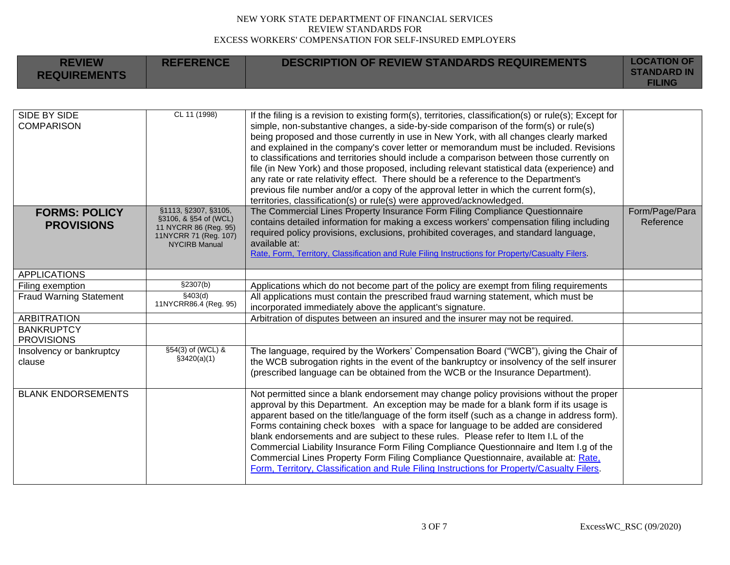| REVIEW REQUIREMENTS | REFERENCE | DESCRIPTION OF REVIEW STANDARDS REQUIREMENTS | LOCATION OF STANDARD IN FILING |
|---|---|---|---|
| SIDE BY SIDE COMPARISON | CL 11 (1998) | If the filing is a revision to existing form(s), territories, classification(s) or rule(s); Except for simple, non-substantive changes, a side-by-side comparison of the form(s) or rule(s) being proposed and those currently in use in New York, with all changes clearly marked and explained in the company's cover letter or memorandum must be included. Revisions to classifications and territories should include a comparison between those currently on file (in New York) and those proposed, including relevant statistical data (experience) and any rate or rate relativity effect. There should be a reference to the Department's previous file number and/or a copy of the approval letter in which the current form(s), territories, classification(s) or rule(s) were approved/acknowledged. | |
| **FORMS: POLICY PROVISIONS** | §1113, §2307, §3105, §3106, & §54 of (WCL) 11 NYCRR 86 (Reg. 95) 11NYCRR 71 (Reg. 107) NYCIRB Manual | The Commercial Lines Property Insurance Form Filing Compliance Questionnaire contains detailed information for making a excess workers' compensation filing including required policy provisions, exclusions, prohibited coverages, and standard language, available at: [Rate, Form, Territory, Classification and Rule Filing Instructions for Property/Casualty Filers](). | Form/Page/Para Reference |
| APPLICATIONS | | | |
| Filing exemption | §2307(b) | Applications which do not become part of the policy are exempt from filing requirements | |
| Fraud Warning Statement | §403(d) 11NYCRR86.4 (Reg. 95) | All applications must contain the prescribed fraud warning statement, which must be incorporated immediately above the applicant's signature. | |
| ARBITRATION | | Arbitration of disputes between an insured and the insurer may not be required. | |
| BANKRUPTCY PROVISIONS | | | |
| Insolvency or bankruptcy clause | §54(3) of (WCL) & §3420(a)(1) | The language, required by the Workers' Compensation Board ("WCB"), giving the Chair of the WCB subrogation rights in the event of the bankruptcy or insolvency of the self insurer (prescribed language can be obtained from the WCB or the Insurance Department). | |
| BLANK ENDORSEMENTS | | Not permitted since a blank endorsement may change policy provisions without the proper approval by this Department. An exception may be made for a blank form if its usage is apparent based on the title/language of the form itself (such as a change in address form). Forms containing check boxes with a space for language to be added are considered blank endorsements and are subject to these rules. Please refer to Item I.L of the Commercial Liability Insurance Form Filing Compliance Questionnaire and Item I.g of the Commercial Lines Property Form Filing Compliance Questionnaire, available at: [Rate, Form, Territory, Classification and Rule Filing Instructions for Property/Casualty Filers](). | |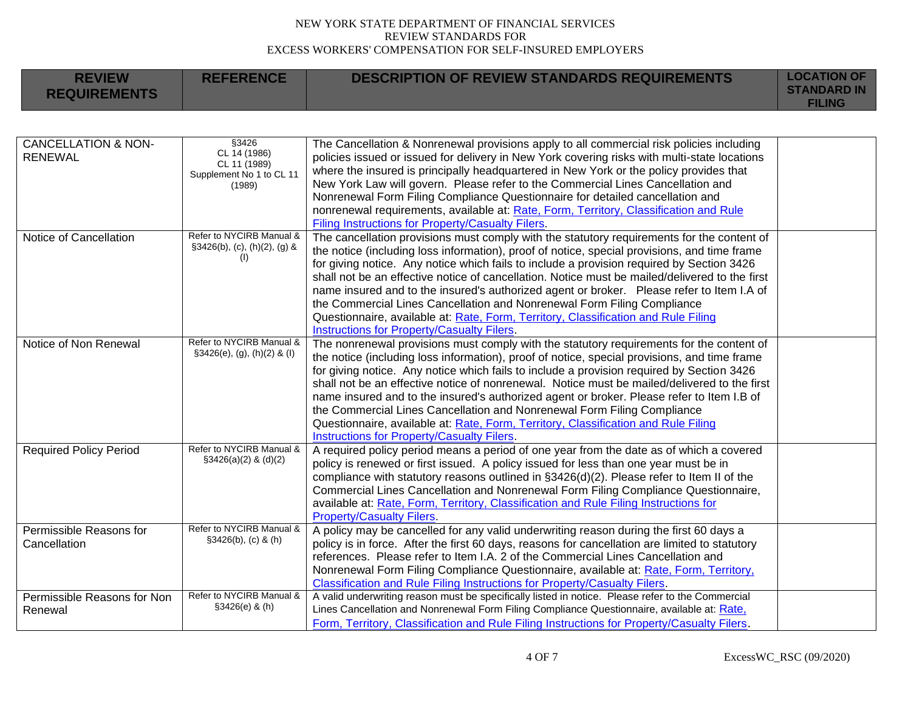| REVIEW REQUIREMENTS | REFERENCE | DESCRIPTION OF REVIEW STANDARDS REQUIREMENTS | LOCATION OF STANDARD IN FILING |
|---|---|---|---|
| CANCELLATION & NON-RENEWAL | §3426<br>CL 14 (1986)<br>CL 11 (1989)<br>Supplement No 1 to CL 11 (1989) | The Cancellation & Nonrenewal provisions apply to all commercial risk policies including policies issued or issued for delivery in New York covering risks with multi-state locations where the insured is principally headquartered in New York or the policy provides that New York Law will govern. Please refer to the Commercial Lines Cancellation and Nonrenewal Form Filing Compliance Questionnaire for detailed cancellation and nonrenewal requirements, available at: Rate, Form, Territory, Classification and Rule Filing Instructions for Property/Casualty Filers. | |
| Notice of Cancellation | Refer to NYCIRB Manual & §3426(b), (c), (h)(2), (g) & (l) | The cancellation provisions must comply with the statutory requirements for the content of the notice (including loss information), proof of notice, special provisions, and time frame for giving notice. Any notice which fails to include a provision required by Section 3426 shall not be an effective notice of cancellation. Notice must be mailed/delivered to the first name insured and to the insured's authorized agent or broker. Please refer to Item I.A of the Commercial Lines Cancellation and Nonrenewal Form Filing Compliance Questionnaire, available at: Rate, Form, Territory, Classification and Rule Filing Instructions for Property/Casualty Filers. | |
| Notice of Non Renewal | Refer to NYCIRB Manual & §3426(e), (g), (h)(2) & (l) | The nonrenewal provisions must comply with the statutory requirements for the content of the notice (including loss information), proof of notice, special provisions, and time frame for giving notice. Any notice which fails to include a provision required by Section 3426 shall not be an effective notice of nonrenewal. Notice must be mailed/delivered to the first name insured and to the insured's authorized agent or broker. Please refer to Item I.B of the Commercial Lines Cancellation and Nonrenewal Form Filing Compliance Questionnaire, available at: Rate, Form, Territory, Classification and Rule Filing Instructions for Property/Casualty Filers. | |
| Required Policy Period | Refer to NYCIRB Manual & §3426(a)(2) & (d)(2) | A required policy period means a period of one year from the date as of which a covered policy is renewed or first issued. A policy issued for less than one year must be in compliance with statutory reasons outlined in §3426(d)(2). Please refer to Item II of the Commercial Lines Cancellation and Nonrenewal Form Filing Compliance Questionnaire, available at: Rate, Form, Territory, Classification and Rule Filing Instructions for Property/Casualty Filers. | |
| Permissible Reasons for Cancellation | Refer to NYCIRB Manual & §3426(b), (c) & (h) | A policy may be cancelled for any valid underwriting reason during the first 60 days a policy is in force. After the first 60 days, reasons for cancellation are limited to statutory references. Please refer to Item I.A. 2 of the Commercial Lines Cancellation and Nonrenewal Form Filing Compliance Questionnaire, available at: Rate, Form, Territory, Classification and Rule Filing Instructions for Property/Casualty Filers. | |
| Permissible Reasons for Non Renewal | Refer to NYCIRB Manual & §3426(e) & (h) | A valid underwriting reason must be specifically listed in notice. Please refer to the Commercial Lines Cancellation and Nonrenewal Form Filing Compliance Questionnaire, available at: Rate, Form, Territory, Classification and Rule Filing Instructions for Property/Casualty Filers. | |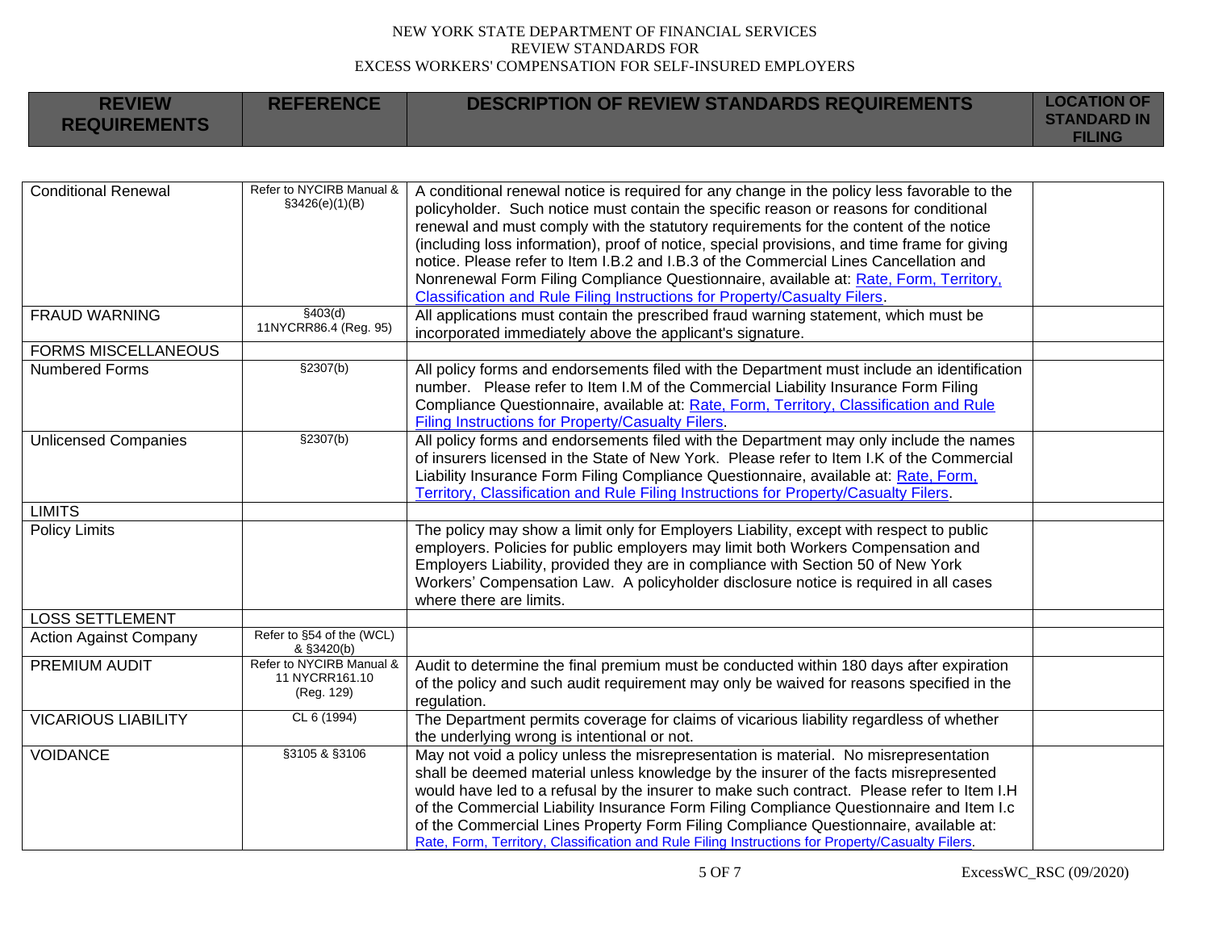| REVIEW REQUIREMENTS | REFERENCE | DESCRIPTION OF REVIEW STANDARDS REQUIREMENTS | LOCATION OF STANDARD IN FILING |
|---|---|---|---|
| Conditional Renewal | Refer to NYCIRB Manual & §3426(e)(1)(B) | A conditional renewal notice is required for any change in the policy less favorable to the policyholder. Such notice must contain the specific reason or reasons for conditional renewal and must comply with the statutory requirements for the content of the notice (including loss information), proof of notice, special provisions, and time frame for giving notice. Please refer to Item I.B.2 and I.B.3 of the Commercial Lines Cancellation and Nonrenewal Form Filing Compliance Questionnaire, available at: Rate, Form, Territory, Classification and Rule Filing Instructions for Property/Casualty Filers. | |
| FRAUD WARNING | §403(d) 11NYCRR86.4 (Reg. 95) | All applications must contain the prescribed fraud warning statement, which must be incorporated immediately above the applicant's signature. | |
| FORMS MISCELLANEOUS | | | |
| Numbered Forms | §2307(b) | All policy forms and endorsements filed with the Department must include an identification number. Please refer to Item I.M of the Commercial Liability Insurance Form Filing Compliance Questionnaire, available at: Rate, Form, Territory, Classification and Rule Filing Instructions for Property/Casualty Filers. | |
| Unlicensed Companies | §2307(b) | All policy forms and endorsements filed with the Department may only include the names of insurers licensed in the State of New York. Please refer to Item I.K of the Commercial Liability Insurance Form Filing Compliance Questionnaire, available at: Rate, Form, Territory, Classification and Rule Filing Instructions for Property/Casualty Filers. | |
| LIMITS | | | |
| Policy Limits | | The policy may show a limit only for Employers Liability, except with respect to public employers. Policies for public employers may limit both Workers Compensation and Employers Liability, provided they are in compliance with Section 50 of New York Workers' Compensation Law. A policyholder disclosure notice is required in all cases where there are limits. | |
| LOSS SETTLEMENT | | | |
| Action Against Company | Refer to §54 of the (WCL) & §3420(b) | | |
| PREMIUM AUDIT | Refer to NYCIRB Manual & 11 NYCRR161.10 (Reg. 129) | Audit to determine the final premium must be conducted within 180 days after expiration of the policy and such audit requirement may only be waived for reasons specified in the regulation. | |
| VICARIOUS LIABILITY | CL 6 (1994) | The Department permits coverage for claims of vicarious liability regardless of whether the underlying wrong is intentional or not. | |
| VOIDANCE | §3105 & §3106 | May not void a policy unless the misrepresentation is material. No misrepresentation shall be deemed material unless knowledge by the insurer of the facts misrepresented would have led to a refusal by the insurer to make such contract. Please refer to Item I.H of the Commercial Liability Insurance Form Filing Compliance Questionnaire and Item I.c of the Commercial Lines Property Form Filing Compliance Questionnaire, available at: Rate, Form, Territory, Classification and Rule Filing Instructions for Property/Casualty Filers. | |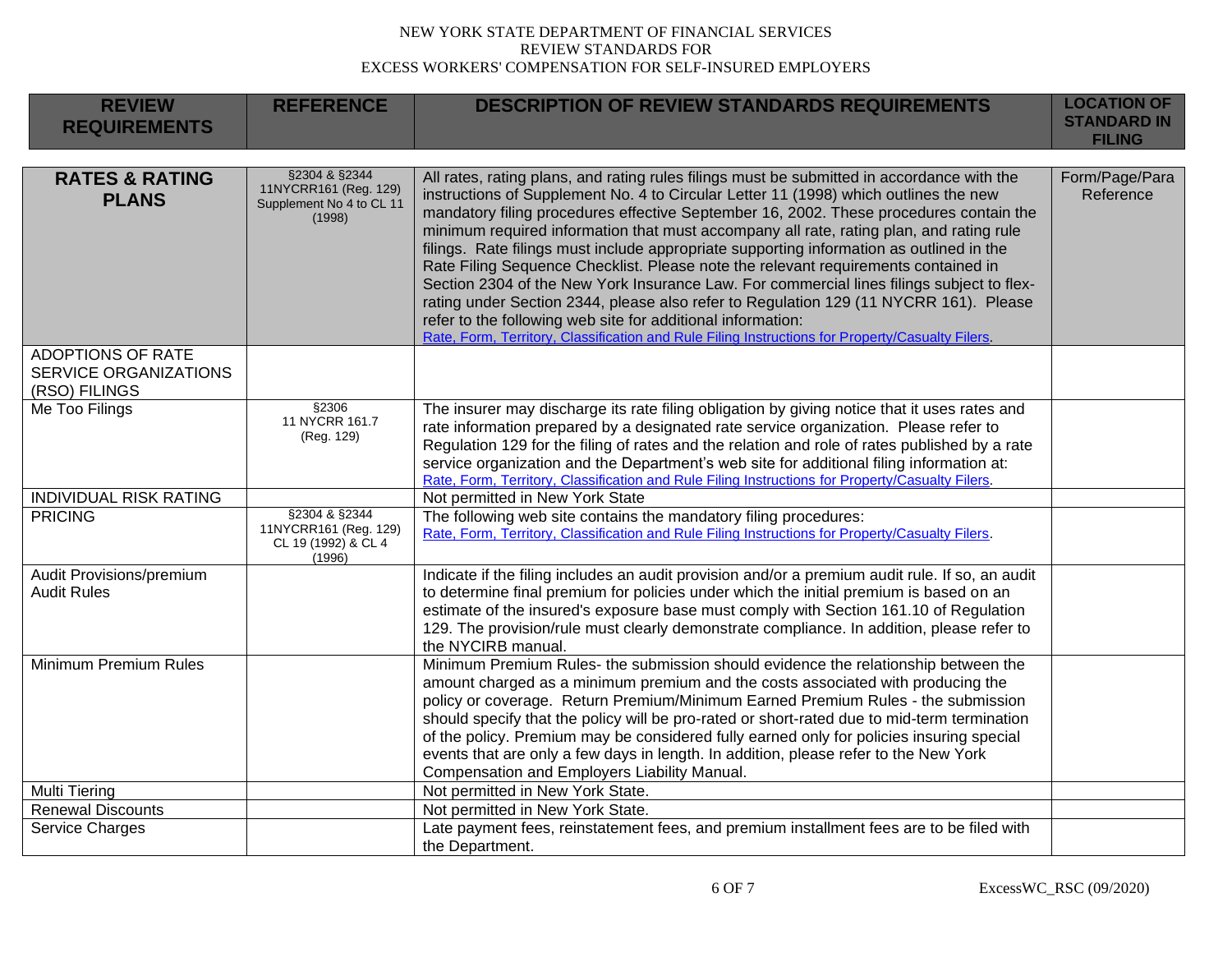NEW YORK STATE DEPARTMENT OF FINANCIAL SERVICES
REVIEW STANDARDS FOR
EXCESS WORKERS' COMPENSATION FOR SELF-INSURED EMPLOYERS

| REVIEW REQUIREMENTS | REFERENCE | DESCRIPTION OF REVIEW STANDARDS REQUIREMENTS | LOCATION OF STANDARD IN FILING |
|---|---|---|---|
| **RATES & RATING PLANS** | §2304 & §2344 11NYCRR161 (Reg. 129) Supplement No 4 to CL 11 (1998) | All rates, rating plans, and rating rules filings must be submitted in accordance with the instructions of Supplement No. 4 to Circular Letter 11 (1998) which outlines the new mandatory filing procedures effective September 16, 2002. These procedures contain the minimum required information that must accompany all rate, rating plan, and rating rule filings. Rate filings must include appropriate supporting information as outlined in the Rate Filing Sequence Checklist. Please note the relevant requirements contained in Section 2304 of the New York Insurance Law. For commercial lines filings subject to flex-rating under Section 2344, please also refer to Regulation 129 (11 NYCRR 161). Please refer to the following web site for additional information: Rate, Form, Territory, Classification and Rule Filing Instructions for Property/Casualty Filers. | Form/Page/Para Reference |
| ADOPTIONS OF RATE SERVICE ORGANIZATIONS (RSO) FILINGS | | | |
| Me Too Filings | §2306 11 NYCRR 161.7 (Reg. 129) | The insurer may discharge its rate filing obligation by giving notice that it uses rates and rate information prepared by a designated rate service organization. Please refer to Regulation 129 for the filing of rates and the relation and role of rates published by a rate service organization and the Department's web site for additional filing information at: Rate, Form, Territory, Classification and Rule Filing Instructions for Property/Casualty Filers. | |
| INDIVIDUAL RISK RATING | | Not permitted in New York State | |
| PRICING | §2304 & §2344 11NYCRR161 (Reg. 129) CL 19 (1992) & CL 4 (1996) | The following web site contains the mandatory filing procedures: Rate, Form, Territory, Classification and Rule Filing Instructions for Property/Casualty Filers. | |
| Audit Provisions/premium Audit Rules | | Indicate if the filing includes an audit provision and/or a premium audit rule. If so, an audit to determine final premium for policies under which the initial premium is based on an estimate of the insured's exposure base must comply with Section 161.10 of Regulation 129. The provision/rule must clearly demonstrate compliance. In addition, please refer to the NYCIRB manual. | |
| Minimum Premium Rules | | Minimum Premium Rules- the submission should evidence the relationship between the amount charged as a minimum premium and the costs associated with producing the policy or coverage. Return Premium/Minimum Earned Premium Rules - the submission should specify that the policy will be pro-rated or short-rated due to mid-term termination of the policy. Premium may be considered fully earned only for policies insuring special events that are only a few days in length. In addition, please refer to the New York Compensation and Employers Liability Manual. | |
| Multi Tiering | | Not permitted in New York State. | |
| Renewal Discounts | | Not permitted in New York State. | |
| Service Charges | | Late payment fees, reinstatement fees, and premium installment fees are to be filed with the Department. | |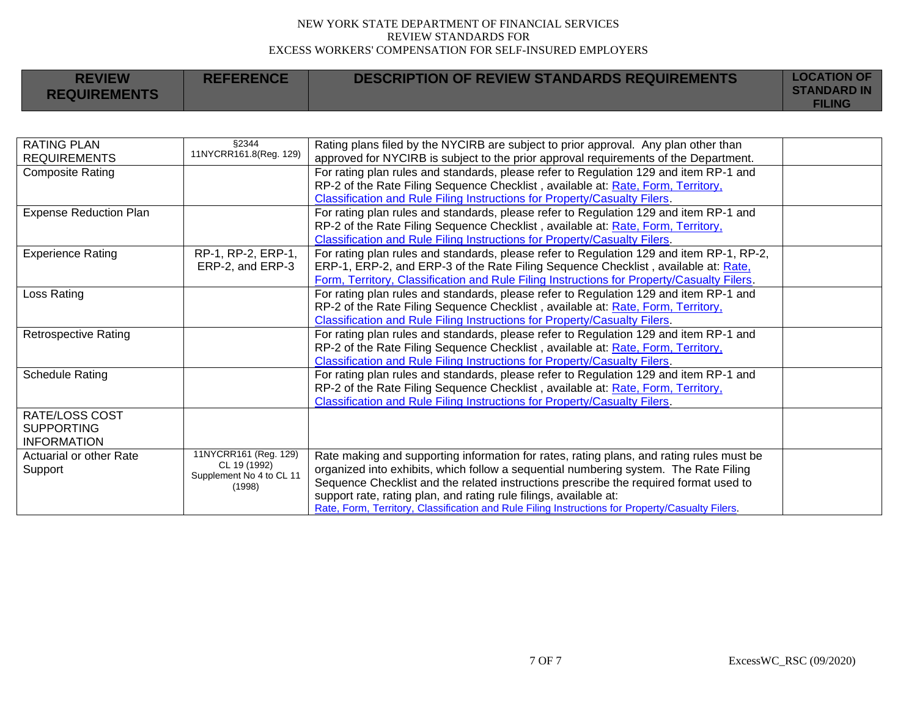NEW YORK STATE DEPARTMENT OF FINANCIAL SERVICES
REVIEW STANDARDS FOR
EXCESS WORKERS' COMPENSATION FOR SELF-INSURED EMPLOYERS

| REVIEW REQUIREMENTS | REFERENCE | DESCRIPTION OF REVIEW STANDARDS REQUIREMENTS | LOCATION OF STANDARD IN FILING |
|---|---|---|---|
| RATING PLAN REQUIREMENTS | §2344 11NYCRR161.8(Reg. 129) | Rating plans filed by the NYCIRB are subject to prior approval. Any plan other than approved for NYCIRB is subject to the prior approval requirements of the Department. | |
| Composite Rating | | For rating plan rules and standards, please refer to Regulation 129 and item RP-1 and RP-2 of the Rate Filing Sequence Checklist , available at: Rate, Form, Territory, Classification and Rule Filing Instructions for Property/Casualty Filers. | |
| Expense Reduction Plan | | For rating plan rules and standards, please refer to Regulation 129 and item RP-1 and RP-2 of the Rate Filing Sequence Checklist , available at: Rate, Form, Territory, Classification and Rule Filing Instructions for Property/Casualty Filers. | |
| Experience Rating | RP-1, RP-2, ERP-1, ERP-2, and ERP-3 | For rating plan rules and standards, please refer to Regulation 129 and item RP-1, RP-2, ERP-1, ERP-2, and ERP-3 of the Rate Filing Sequence Checklist , available at: Rate, Form, Territory, Classification and Rule Filing Instructions for Property/Casualty Filers. | |
| Loss Rating | | For rating plan rules and standards, please refer to Regulation 129 and item RP-1 and RP-2 of the Rate Filing Sequence Checklist , available at: Rate, Form, Territory, Classification and Rule Filing Instructions for Property/Casualty Filers. | |
| Retrospective Rating | | For rating plan rules and standards, please refer to Regulation 129 and item RP-1 and RP-2 of the Rate Filing Sequence Checklist , available at: Rate, Form, Territory, Classification and Rule Filing Instructions for Property/Casualty Filers. | |
| Schedule Rating | | For rating plan rules and standards, please refer to Regulation 129 and item RP-1 and RP-2 of the Rate Filing Sequence Checklist , available at: Rate, Form, Territory, Classification and Rule Filing Instructions for Property/Casualty Filers. | |
| RATE/LOSS COST SUPPORTING INFORMATION | | | |
| Actuarial or other Rate Support | 11NYCRR161 (Reg. 129) CL 19 (1992) Supplement No 4 to CL 11 (1998) | Rate making and supporting information for rates, rating plans, and rating rules must be organized into exhibits, which follow a sequential numbering system. The Rate Filing Sequence Checklist and the related instructions prescribe the required format used to support rate, rating plan, and rating rule filings, available at: Rate, Form, Territory, Classification and Rule Filing Instructions for Property/Casualty Filers. | |

ExcessWC_RSC (09/2020)